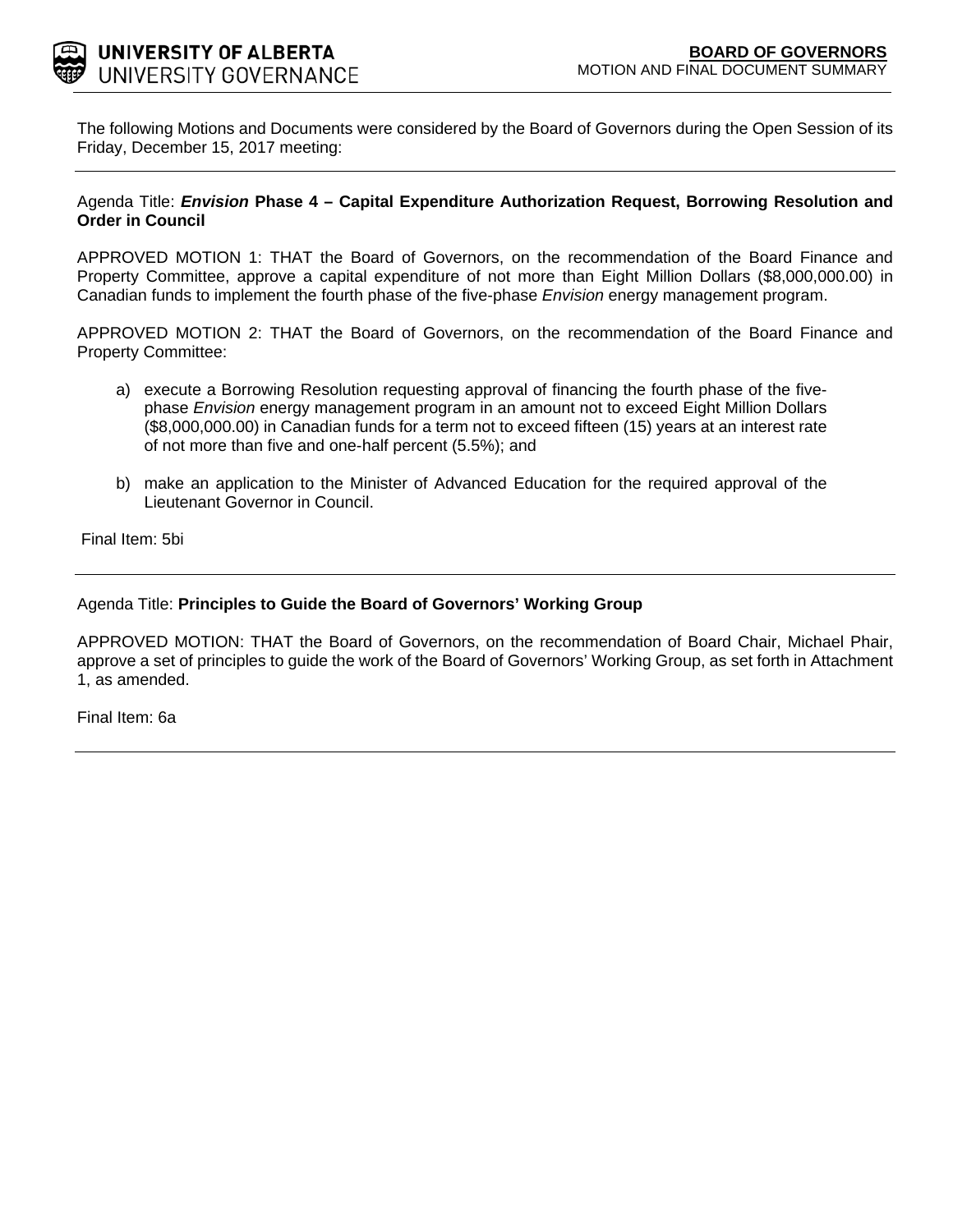**UNIVERSITY OF ALBERTA**
UNIVERSITY GOVERNANCE

**BOARD OF GOVERNORS**
MOTION AND FINAL DOCUMENT SUMMARY

The following Motions and Documents were considered by the Board of Governors during the Open Session of its Friday, December 15, 2017 meeting:

---

Agenda Title: ***Envision* Phase 4 – Capital Expenditure Authorization Request, Borrowing Resolution and Order in Council**

APPROVED MOTION 1: THAT the Board of Governors, on the recommendation of the Board Finance and Property Committee, approve a capital expenditure of not more than Eight Million Dollars ($8,000,000.00) in Canadian funds to implement the fourth phase of the five-phase *Envision* energy management program.

APPROVED MOTION 2: THAT the Board of Governors, on the recommendation of the Board Finance and Property Committee:

a) execute a Borrowing Resolution requesting approval of financing the fourth phase of the five-phase *Envision* energy management program in an amount not to exceed Eight Million Dollars ($8,000,000.00) in Canadian funds for a term not to exceed fifteen (15) years at an interest rate of not more than five and one-half percent (5.5%); and

b) make an application to the Minister of Advanced Education for the required approval of the Lieutenant Governor in Council.

Final Item: 5bi

---

Agenda Title: **Principles to Guide the Board of Governors' Working Group**

APPROVED MOTION: THAT the Board of Governors, on the recommendation of Board Chair, Michael Phair, approve a set of principles to guide the work of the Board of Governors' Working Group, as set forth in Attachment 1, as amended.

Final Item: 6a

---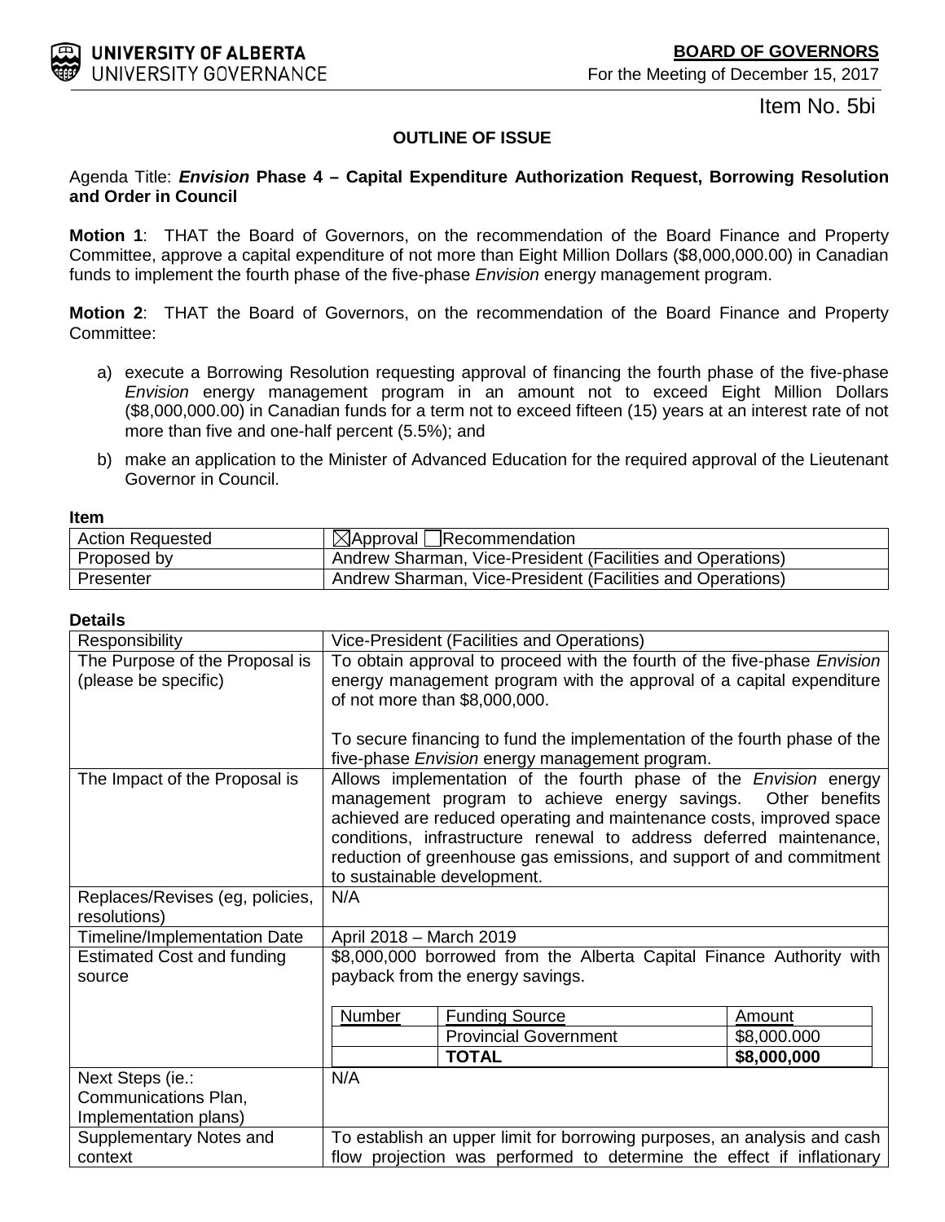**BOARD OF GOVERNORS**

For the Meeting of December 15, 2017

Item No. 5bi

**OUTLINE OF ISSUE**

Agenda Title: ***Envision* Phase 4 – Capital Expenditure Authorization Request, Borrowing Resolution and Order in Council**

**Motion 1**: THAT the Board of Governors, on the recommendation of the Board Finance and Property Committee, approve a capital expenditure of not more than Eight Million Dollars ($8,000,000.00) in Canadian funds to implement the fourth phase of the five-phase *Envision* energy management program.

**Motion 2**: THAT the Board of Governors, on the recommendation of the Board Finance and Property Committee:

a) execute a Borrowing Resolution requesting approval of financing the fourth phase of the five-phase *Envision* energy management program in an amount not to exceed Eight Million Dollars ($8,000,000.00) in Canadian funds for a term not to exceed fifteen (15) years at an interest rate of not more than five and one-half percent (5.5%); and

b) make an application to the Minister of Advanced Education for the required approval of the Lieutenant Governor in Council.

**Item**

| | |
|---|---|
| Action Requested | ☒Approval ☐Recommendation |
| Proposed by | Andrew Sharman, Vice-President (Facilities and Operations) |
| Presenter | Andrew Sharman, Vice-President (Facilities and Operations) |

**Details**

| | |
|---|---|
| Responsibility | Vice-President (Facilities and Operations) |
| The Purpose of the Proposal is (please be specific) | To obtain approval to proceed with the fourth of the five-phase *Envision* energy management program with the approval of a capital expenditure of not more than $8,000,000.<br><br>To secure financing to fund the implementation of the fourth phase of the five-phase *Envision* energy management program. |
| The Impact of the Proposal is | Allows implementation of the fourth phase of the *Envision* energy management program to achieve energy savings. Other benefits achieved are reduced operating and maintenance costs, improved space conditions, infrastructure renewal to address deferred maintenance, reduction of greenhouse gas emissions, and support of and commitment to sustainable development. |
| Replaces/Revises (eg, policies, resolutions) | N/A |
| Timeline/Implementation Date | April 2018 – March 2019 |
| Estimated Cost and funding source | $8,000,000 borrowed from the Alberta Capital Finance Authority with payback from the energy savings.<br><br>Number \| Funding Source \| Amount<br> \| Provincial Government \| $8,000.000<br> \| **TOTAL** \| **$8,000,000** |
| Next Steps (ie.: Communications Plan, Implementation plans) | N/A |
| Supplementary Notes and context | To establish an upper limit for borrowing purposes, an analysis and cash flow projection was performed to determine the effect if inflationary |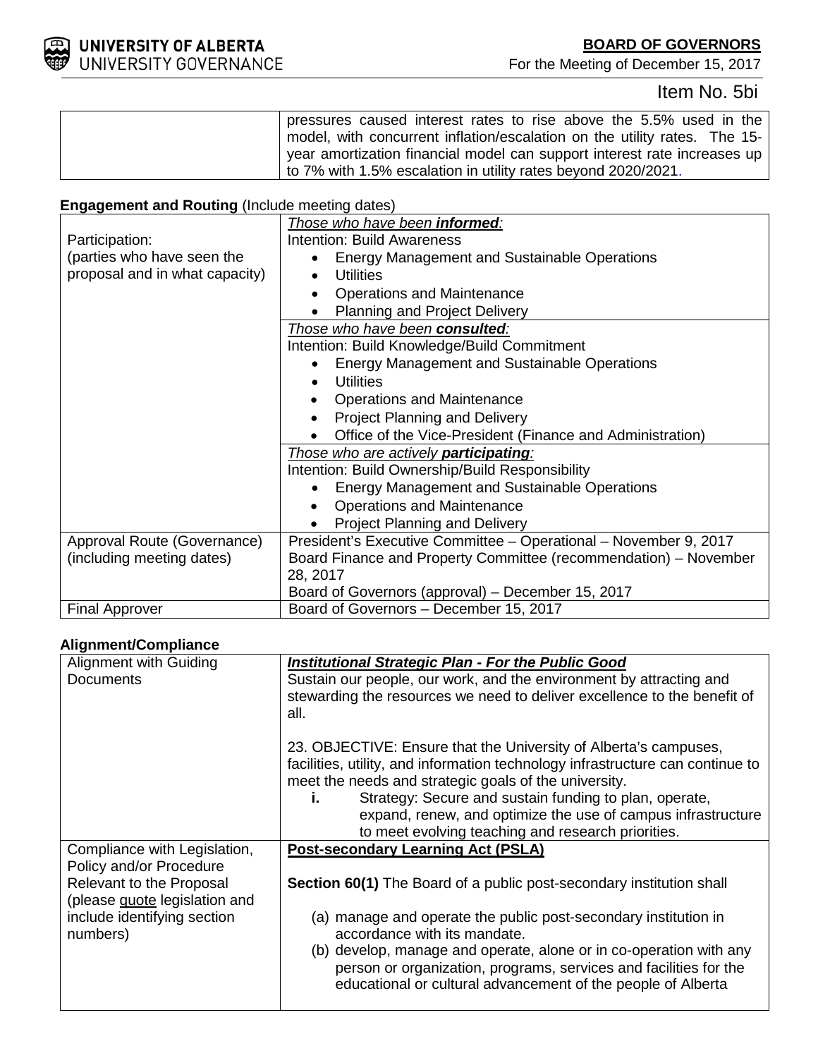Item No. 5bi

| | |
|---|---|
| | pressures caused interest rates to rise above the 5.5% used in the model, with concurrent inflation/escalation on the utility rates. The 15-year amortization financial model can support interest rate increases up to 7% with 1.5% escalation in utility rates beyond 2020/2021. |

**Engagement and Routing** (Include meeting dates)

| | |
|---|---|
| Participation:<br>(parties who have seen the proposal and in what capacity) | *Those who have been **informed**:*<br>Intention: Build Awareness<br>• Energy Management and Sustainable Operations<br>• Utilities<br>• Operations and Maintenance<br>• Planning and Project Delivery |
| | *Those who have been **consulted**:*<br>Intention: Build Knowledge/Build Commitment<br>• Energy Management and Sustainable Operations<br>• Utilities<br>• Operations and Maintenance<br>• Project Planning and Delivery<br>• Office of the Vice-President (Finance and Administration) |
| | *Those who are actively **participating**:*<br>Intention: Build Ownership/Build Responsibility<br>• Energy Management and Sustainable Operations<br>• Operations and Maintenance<br>• Project Planning and Delivery |
| Approval Route (Governance)<br>(including meeting dates) | President's Executive Committee – Operational – November 9, 2017<br>Board Finance and Property Committee (recommendation) – November 28, 2017<br>Board of Governors (approval) – December 15, 2017 |
| Final Approver | Board of Governors – December 15, 2017 |

**Alignment/Compliance**

| | |
|---|---|
| Alignment with Guiding Documents | ***Institutional Strategic Plan - For the Public Good***<br>Sustain our people, our work, and the environment by attracting and stewarding the resources we need to deliver excellence to the benefit of all.<br><br>23. OBJECTIVE: Ensure that the University of Alberta's campuses, facilities, utility, and information technology infrastructure can continue to meet the needs and strategic goals of the university.<br>**i.** Strategy: Secure and sustain funding to plan, operate, expand, renew, and optimize the use of campus infrastructure to meet evolving teaching and research priorities. |
| Compliance with Legislation, Policy and/or Procedure Relevant to the Proposal (please quote legislation and include identifying section numbers) | **Post-secondary Learning Act (PSLA)**<br><br>**Section 60(1)** The Board of a public post-secondary institution shall<br><br>(a) manage and operate the public post-secondary institution in accordance with its mandate.<br>(b) develop, manage and operate, alone or in co-operation with any person or organization, programs, services and facilities for the educational or cultural advancement of the people of Alberta |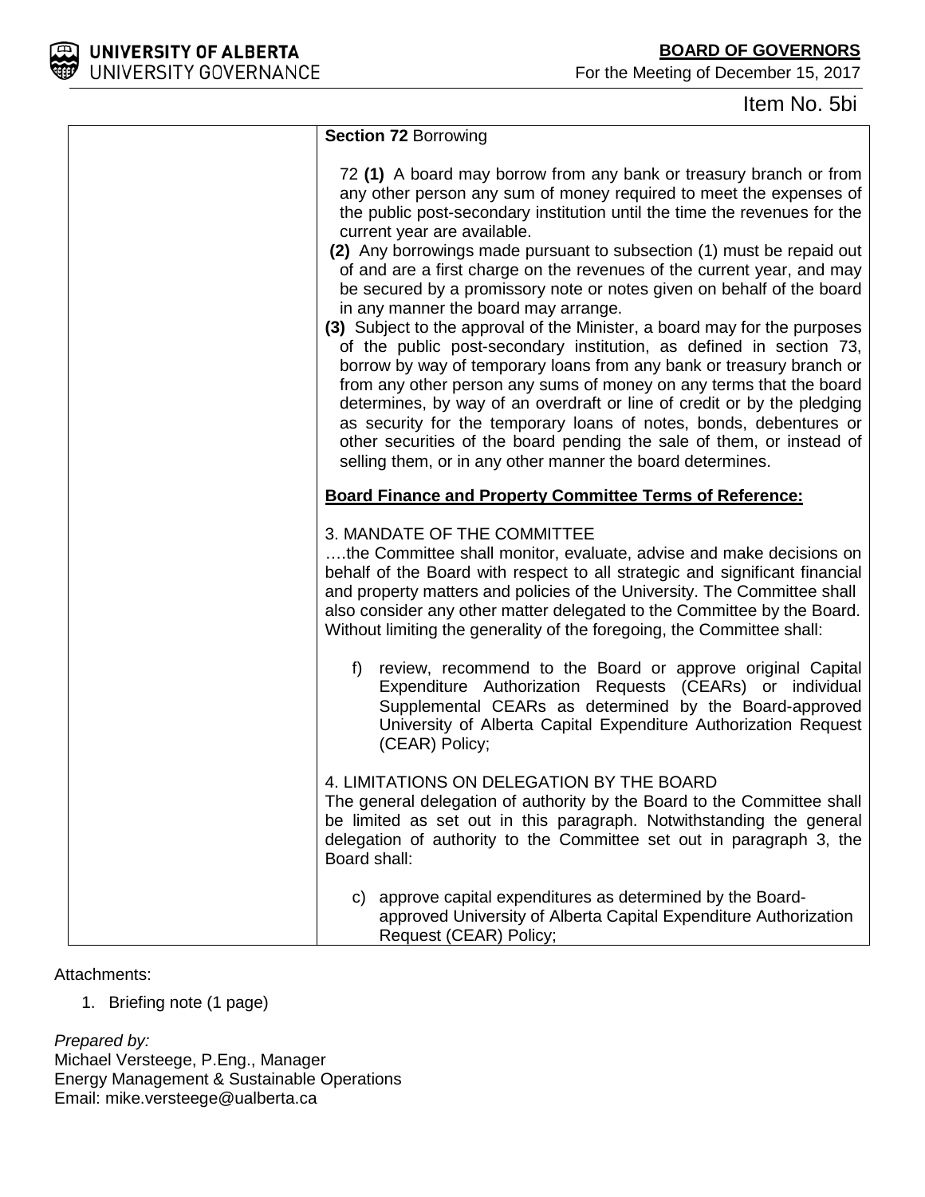Item No. 5bi

| | **Section 72** Borrowing<br><br>72 **(1)** A board may borrow from any bank or treasury branch or from any other person any sum of money required to meet the expenses of the public post-secondary institution until the time the revenues for the current year are available.<br>**(2)** Any borrowings made pursuant to subsection (1) must be repaid out of and are a first charge on the revenues of the current year, and may be secured by a promissory note or notes given on behalf of the board in any manner the board may arrange.<br>**(3)** Subject to the approval of the Minister, a board may for the purposes of the public post-secondary institution, as defined in section 73, borrow by way of temporary loans from any bank or treasury branch or from any other person any sums of money on any terms that the board determines, by way of an overdraft or line of credit or by the pledging as security for the temporary loans of notes, bonds, debentures or other securities of the board pending the sale of them, or instead of selling them, or in any other manner the board determines.<br><br>**<u>Board Finance and Property Committee Terms of Reference:</u>**<br><br>3. MANDATE OF THE COMMITTEE<br>….the Committee shall monitor, evaluate, advise and make decisions on behalf of the Board with respect to all strategic and significant financial and property matters and policies of the University. The Committee shall also consider any other matter delegated to the Committee by the Board. Without limiting the generality of the foregoing, the Committee shall:<br><br>f) review, recommend to the Board or approve original Capital Expenditure Authorization Requests (CEARs) or individual Supplemental CEARs as determined by the Board-approved University of Alberta Capital Expenditure Authorization Request (CEAR) Policy;<br><br>4. LIMITATIONS ON DELEGATION BY THE BOARD<br>The general delegation of authority by the Board to the Committee shall be limited as set out in this paragraph. Notwithstanding the general delegation of authority to the Committee set out in paragraph 3, the Board shall:<br><br>c) approve capital expenditures as determined by the Board-approved University of Alberta Capital Expenditure Authorization Request (CEAR) Policy; |
|---|---|

Attachments:

1. Briefing note (1 page)

*Prepared by:*
Michael Versteege, P.Eng., Manager
Energy Management & Sustainable Operations
Email: mike.versteege@ualberta.ca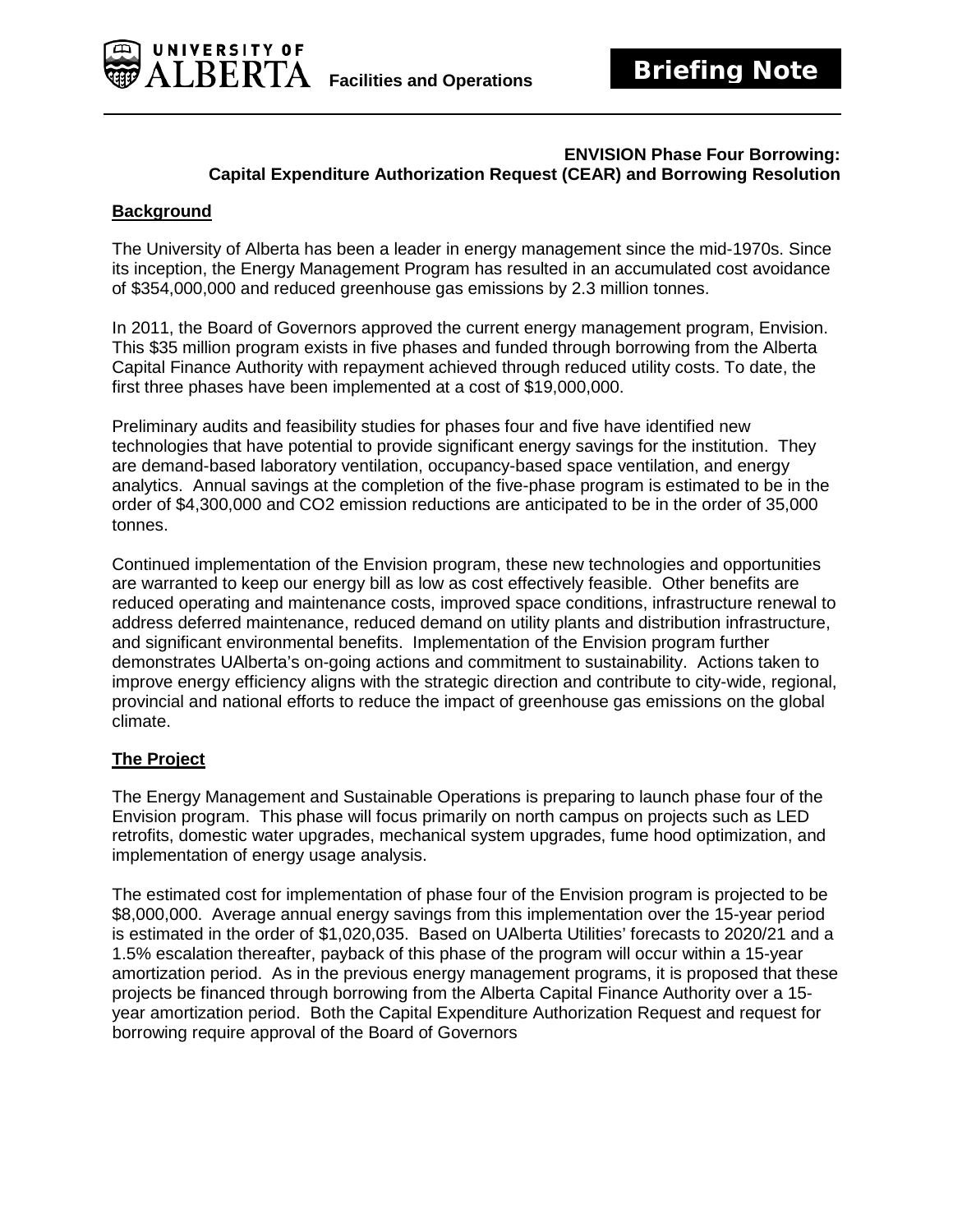UNIVERSITY OF ALBERTA Facilities and Operations

**Briefing Note**

**ENVISION Phase Four Borrowing:**
**Capital Expenditure Authorization Request (CEAR) and Borrowing Resolution**

## Background

The University of Alberta has been a leader in energy management since the mid-1970s. Since its inception, the Energy Management Program has resulted in an accumulated cost avoidance of $354,000,000 and reduced greenhouse gas emissions by 2.3 million tonnes.

In 2011, the Board of Governors approved the current energy management program, Envision. This $35 million program exists in five phases and funded through borrowing from the Alberta Capital Finance Authority with repayment achieved through reduced utility costs. To date, the first three phases have been implemented at a cost of $19,000,000.

Preliminary audits and feasibility studies for phases four and five have identified new technologies that have potential to provide significant energy savings for the institution. They are demand-based laboratory ventilation, occupancy-based space ventilation, and energy analytics. Annual savings at the completion of the five-phase program is estimated to be in the order of $4,300,000 and $CO_2$ emission reductions are anticipated to be in the order of 35,000 tonnes.

Continued implementation of the Envision program, these new technologies and opportunities are warranted to keep our energy bill as low as cost effectively feasible. Other benefits are reduced operating and maintenance costs, improved space conditions, infrastructure renewal to address deferred maintenance, reduced demand on utility plants and distribution infrastructure, and significant environmental benefits. Implementation of the Envision program further demonstrates UAlberta's on-going actions and commitment to sustainability. Actions taken to improve energy efficiency aligns with the strategic direction and contribute to city-wide, regional, provincial and national efforts to reduce the impact of greenhouse gas emissions on the global climate.

## The Project

The Energy Management and Sustainable Operations is preparing to launch phase four of the Envision program. This phase will focus primarily on north campus on projects such as LED retrofits, domestic water upgrades, mechanical system upgrades, fume hood optimization, and implementation of energy usage analysis.

The estimated cost for implementation of phase four of the Envision program is projected to be $8,000,000. Average annual energy savings from this implementation over the 15-year period is estimated in the order of $1,020,035. Based on UAlberta Utilities' forecasts to 2020/21 and a 1.5% escalation thereafter, payback of this phase of the program will occur within a 15-year amortization period. As in the previous energy management programs, it is proposed that these projects be financed through borrowing from the Alberta Capital Finance Authority over a 15-year amortization period. Both the Capital Expenditure Authorization Request and request for borrowing require approval of the Board of Governors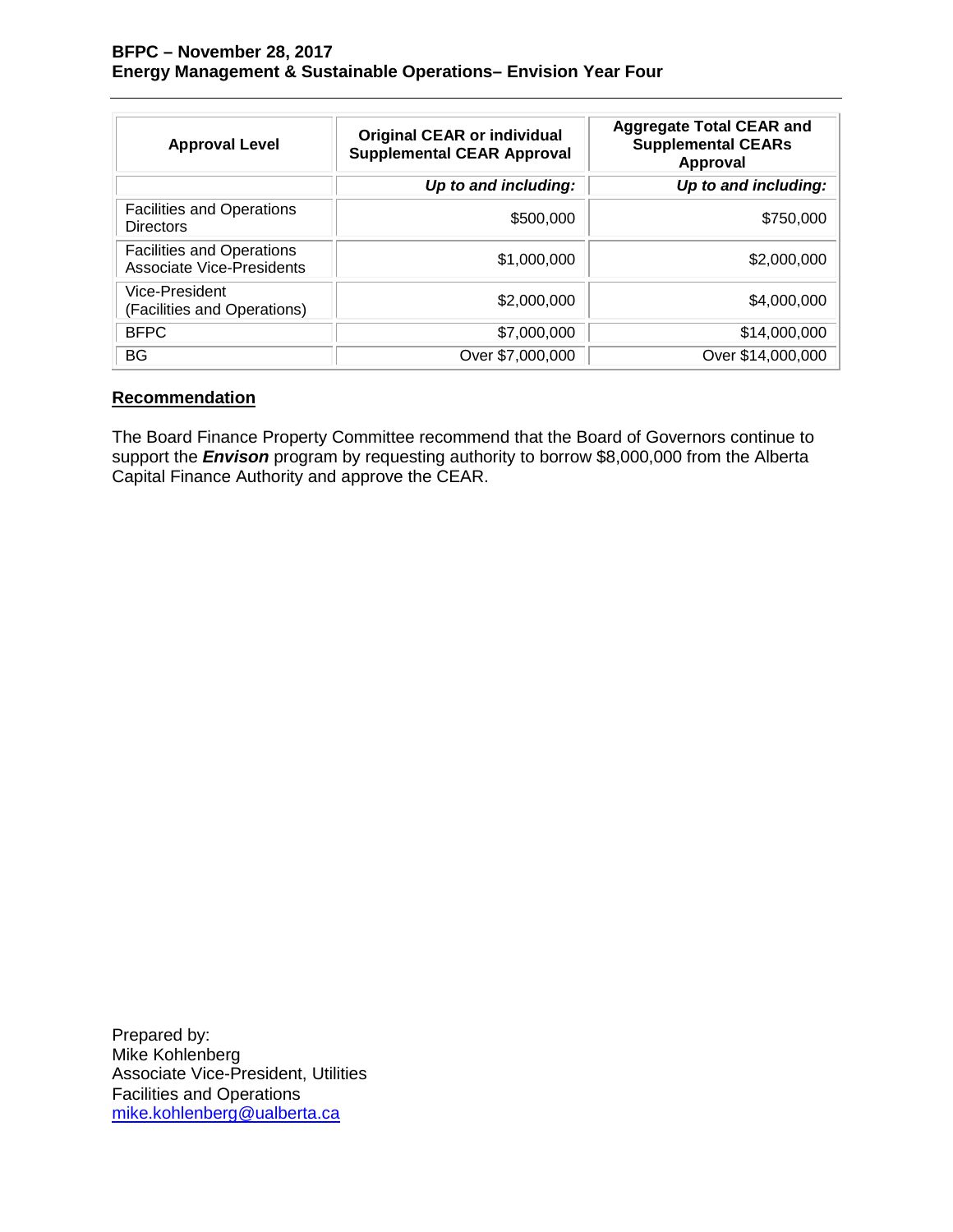| Approval Level | Original CEAR or individual Supplemental CEAR Approval | Aggregate Total CEAR and Supplemental CEARs Approval |
|---|---|---|
| | ***Up to and including:*** | ***Up to and including:*** |
| Facilities and Operations Directors | $500,000 | $750,000 |
| Facilities and Operations Associate Vice-Presidents | $1,000,000 | $2,000,000 |
| Vice-President (Facilities and Operations) | $2,000,000 | $4,000,000 |
| BFPC | $7,000,000 | $14,000,000 |
| BG | Over $7,000,000 | Over $14,000,000 |

## Recommendation

The Board Finance Property Committee recommend that the Board of Governors continue to support the ***Envison*** program by requesting authority to borrow $8,000,000 from the Alberta Capital Finance Authority and approve the CEAR.

Prepared by:
Mike Kohlenberg
Associate Vice-President, Utilities
Facilities and Operations
mike.kohlenberg@ualberta.ca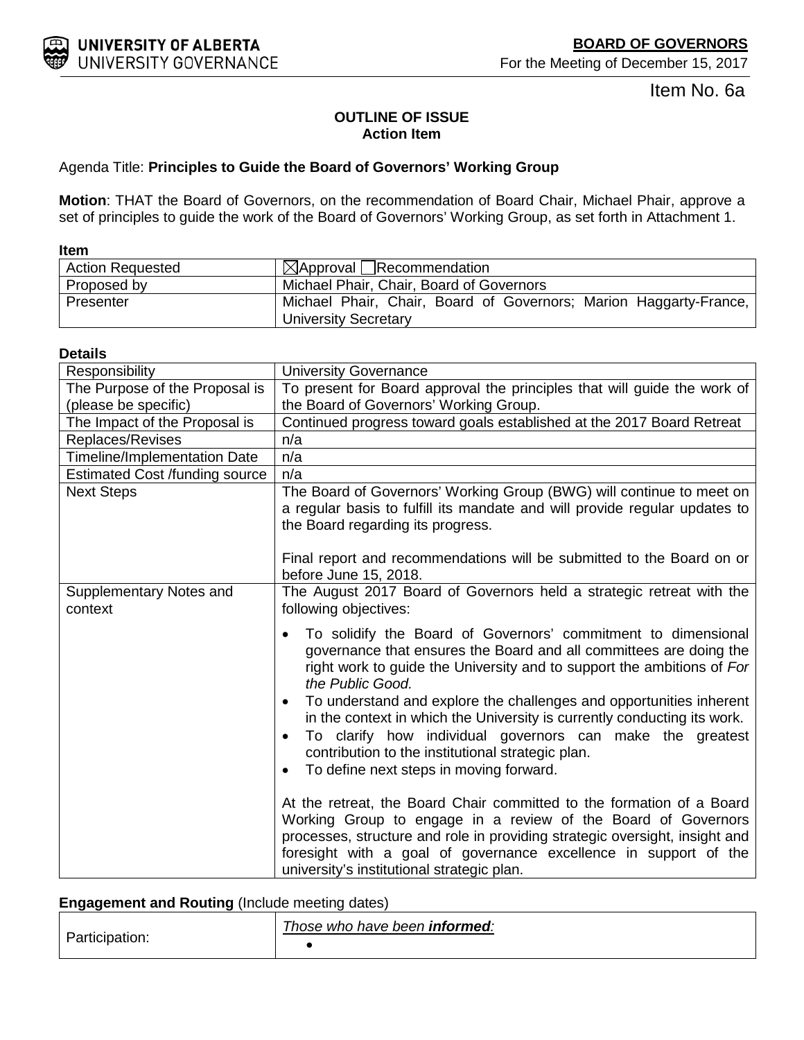UNIVERSITY OF ALBERTA
UNIVERSITY GOVERNANCE

**BOARD OF GOVERNORS**
For the Meeting of December 15, 2017

Item No. 6a

**OUTLINE OF ISSUE**
**Action Item**

Agenda Title: **Principles to Guide the Board of Governors' Working Group**

**Motion**: THAT the Board of Governors, on the recommendation of Board Chair, Michael Phair, approve a set of principles to guide the work of the Board of Governors' Working Group, as set forth in Attachment 1.

**Item**

| | |
|---|---|
| Action Requested | ☒Approval ☐Recommendation |
| Proposed by | Michael Phair, Chair, Board of Governors |
| Presenter | Michael Phair, Chair, Board of Governors; Marion Haggarty-France, University Secretary |

**Details**

| | |
|---|---|
| Responsibility | University Governance |
| The Purpose of the Proposal is (please be specific) | To present for Board approval the principles that will guide the work of the Board of Governors' Working Group. |
| The Impact of the Proposal is | Continued progress toward goals established at the 2017 Board Retreat |
| Replaces/Revises | n/a |
| Timeline/Implementation Date | n/a |
| Estimated Cost /funding source | n/a |
| Next Steps | The Board of Governors' Working Group (BWG) will continue to meet on a regular basis to fulfill its mandate and will provide regular updates to the Board regarding its progress.<br><br>Final report and recommendations will be submitted to the Board on or before June 15, 2018. |
| Supplementary Notes and context | The August 2017 Board of Governors held a strategic retreat with the following objectives:<br>• To solidify the Board of Governors' commitment to dimensional governance that ensures the Board and all committees are doing the right work to guide the University and to support the ambitions of *For the Public Good.*<br>• To understand and explore the challenges and opportunities inherent in the context in which the University is currently conducting its work.<br>• To clarify how individual governors can make the greatest contribution to the institutional strategic plan.<br>• To define next steps in moving forward.<br><br>At the retreat, the Board Chair committed to the formation of a Board Working Group to engage in a review of the Board of Governors processes, structure and role in providing strategic oversight, insight and foresight with a goal of governance excellence in support of the university's institutional strategic plan. |

**Engagement and Routing** (Include meeting dates)

| | |
|---|---|
| Participation: | *Those who have been **informed**:*<br>• |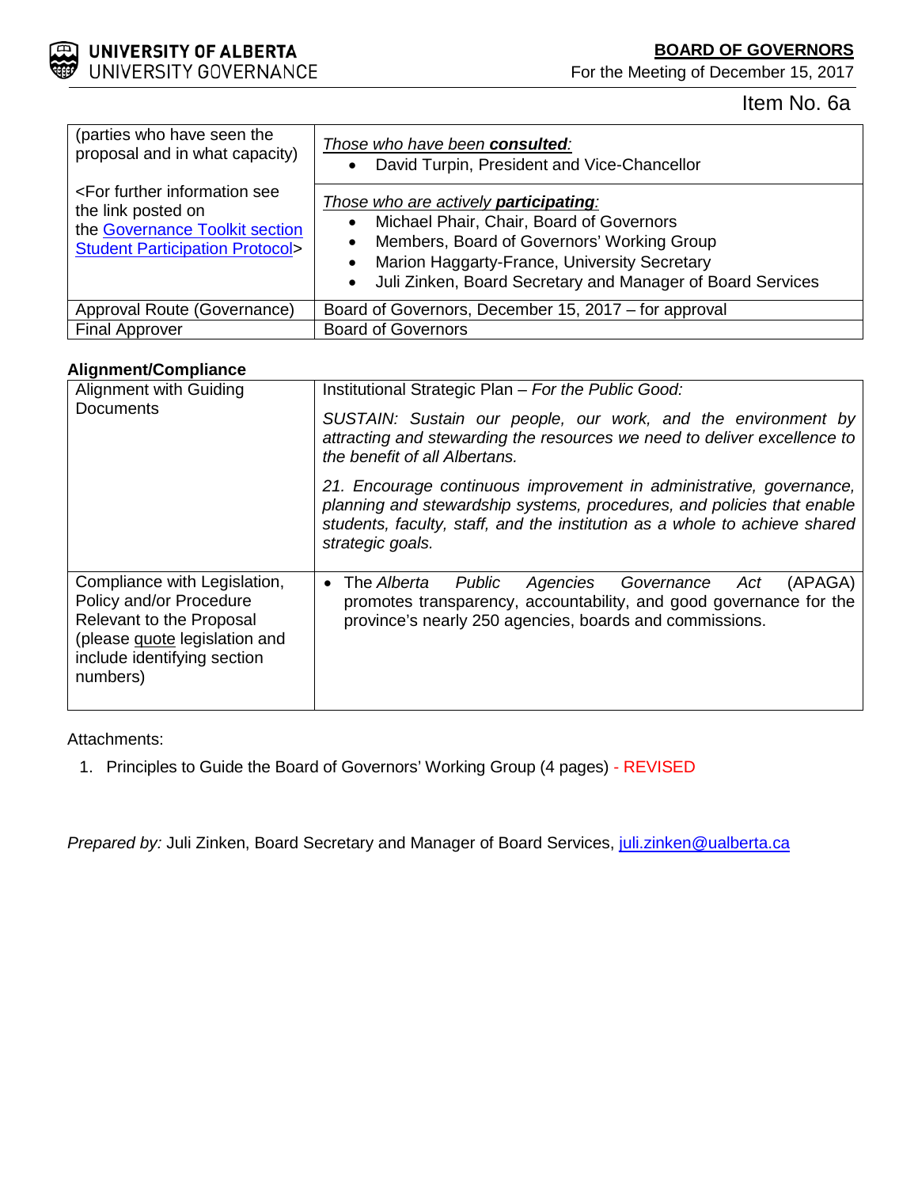Item No. 6a

| (parties who have seen the proposal and in what capacity)<br><br><For further information see the link posted on the Governance Toolkit section Student Participation Protocol> | *Those who have been **consulted**:*<br>• David Turpin, President and Vice-Chancellor<br><br>*Those who are actively **participating**:*<br>• Michael Phair, Chair, Board of Governors<br>• Members, Board of Governors' Working Group<br>• Marion Haggarty-France, University Secretary<br>• Juli Zinken, Board Secretary and Manager of Board Services |
|---|---|
| Approval Route (Governance) | Board of Governors, December 15, 2017 – for approval |
| Final Approver | Board of Governors |

**Alignment/Compliance**

| Alignment with Guiding Documents | Institutional Strategic Plan – *For the Public Good:*<br><br>*SUSTAIN: Sustain our people, our work, and the environment by attracting and stewarding the resources we need to deliver excellence to the benefit of all Albertans.*<br><br>*21. Encourage continuous improvement in administrative, governance, planning and stewardship systems, procedures, and policies that enable students, faculty, staff, and the institution as a whole to achieve shared strategic goals.* |
|---|---|
| Compliance with Legislation, Policy and/or Procedure Relevant to the Proposal (please quote legislation and include identifying section numbers) | • The *Alberta Public Agencies Governance Act* (APAGA) promotes transparency, accountability, and good governance for the province's nearly 250 agencies, boards and commissions. |

Attachments:

1. Principles to Guide the Board of Governors' Working Group (4 pages) - REVISED

*Prepared by:* Juli Zinken, Board Secretary and Manager of Board Services, juli.zinken@ualberta.ca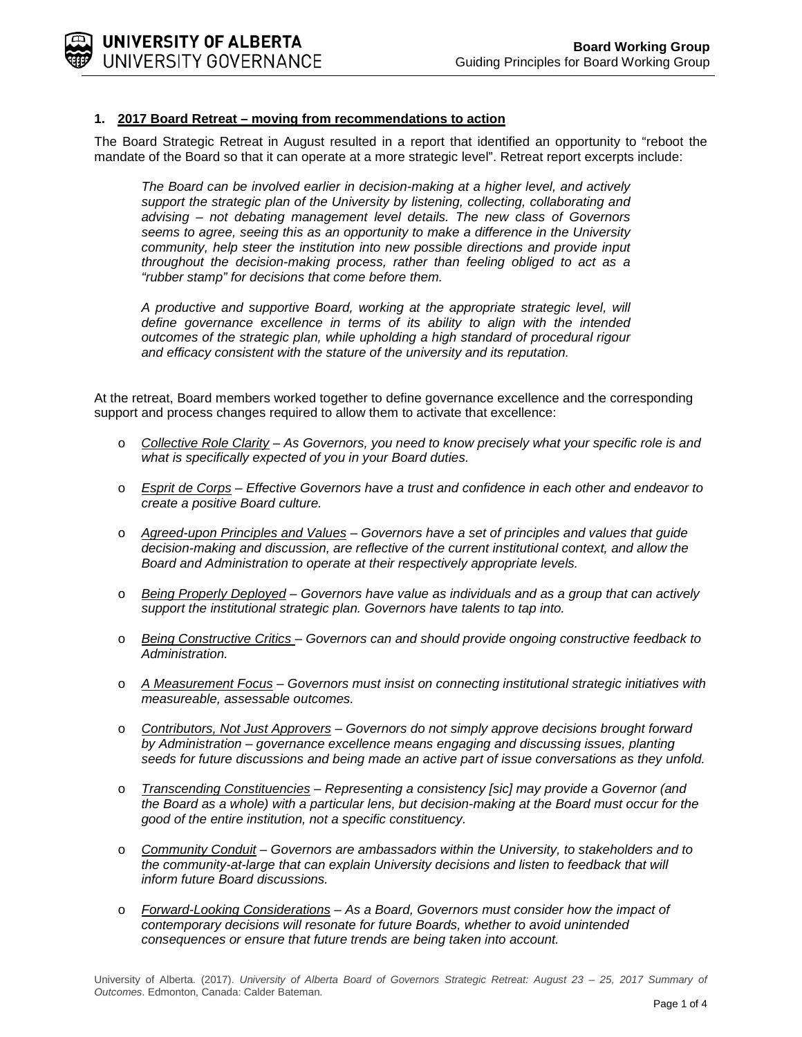## 1. 2017 Board Retreat – moving from recommendations to action

The Board Strategic Retreat in August resulted in a report that identified an opportunity to "reboot the mandate of the Board so that it can operate at a more strategic level". Retreat report excerpts include:

> *The Board can be involved earlier in decision-making at a higher level, and actively support the strategic plan of the University by listening, collecting, collaborating and advising – not debating management level details. The new class of Governors seems to agree, seeing this as an opportunity to make a difference in the University community, help steer the institution into new possible directions and provide input throughout the decision-making process, rather than feeling obliged to act as a "rubber stamp" for decisions that come before them.*
>
> *A productive and supportive Board, working at the appropriate strategic level, will define governance excellence in terms of its ability to align with the intended outcomes of the strategic plan, while upholding a high standard of procedural rigour and efficacy consistent with the stature of the university and its reputation.*

At the retreat, Board members worked together to define governance excellence and the corresponding support and process changes required to allow them to activate that excellence:

- *Collective Role Clarity – As Governors, you need to know precisely what your specific role is and what is specifically expected of you in your Board duties.*
- *Esprit de Corps – Effective Governors have a trust and confidence in each other and endeavor to create a positive Board culture.*
- *Agreed-upon Principles and Values – Governors have a set of principles and values that guide decision-making and discussion, are reflective of the current institutional context, and allow the Board and Administration to operate at their respectively appropriate levels.*
- *Being Properly Deployed – Governors have value as individuals and as a group that can actively support the institutional strategic plan. Governors have talents to tap into.*
- *Being Constructive Critics – Governors can and should provide ongoing constructive feedback to Administration.*
- *A Measurement Focus – Governors must insist on connecting institutional strategic initiatives with measureable, assessable outcomes.*
- *Contributors, Not Just Approvers – Governors do not simply approve decisions brought forward by Administration – governance excellence means engaging and discussing issues, planting seeds for future discussions and being made an active part of issue conversations as they unfold.*
- *Transcending Constituencies – Representing a consistency [sic] may provide a Governor (and the Board as a whole) with a particular lens, but decision-making at the Board must occur for the good of the entire institution, not a specific constituency.*
- *Community Conduit – Governors are ambassadors within the University, to stakeholders and to the community-at-large that can explain University decisions and listen to feedback that will inform future Board discussions.*
- *Forward-Looking Considerations – As a Board, Governors must consider how the impact of contemporary decisions will resonate for future Boards, whether to avoid unintended consequences or ensure that future trends are being taken into account.*

University of Alberta. (2017). *University of Alberta Board of Governors Strategic Retreat: August 23 – 25, 2017 Summary of Outcomes*. Edmonton, Canada: Calder Bateman.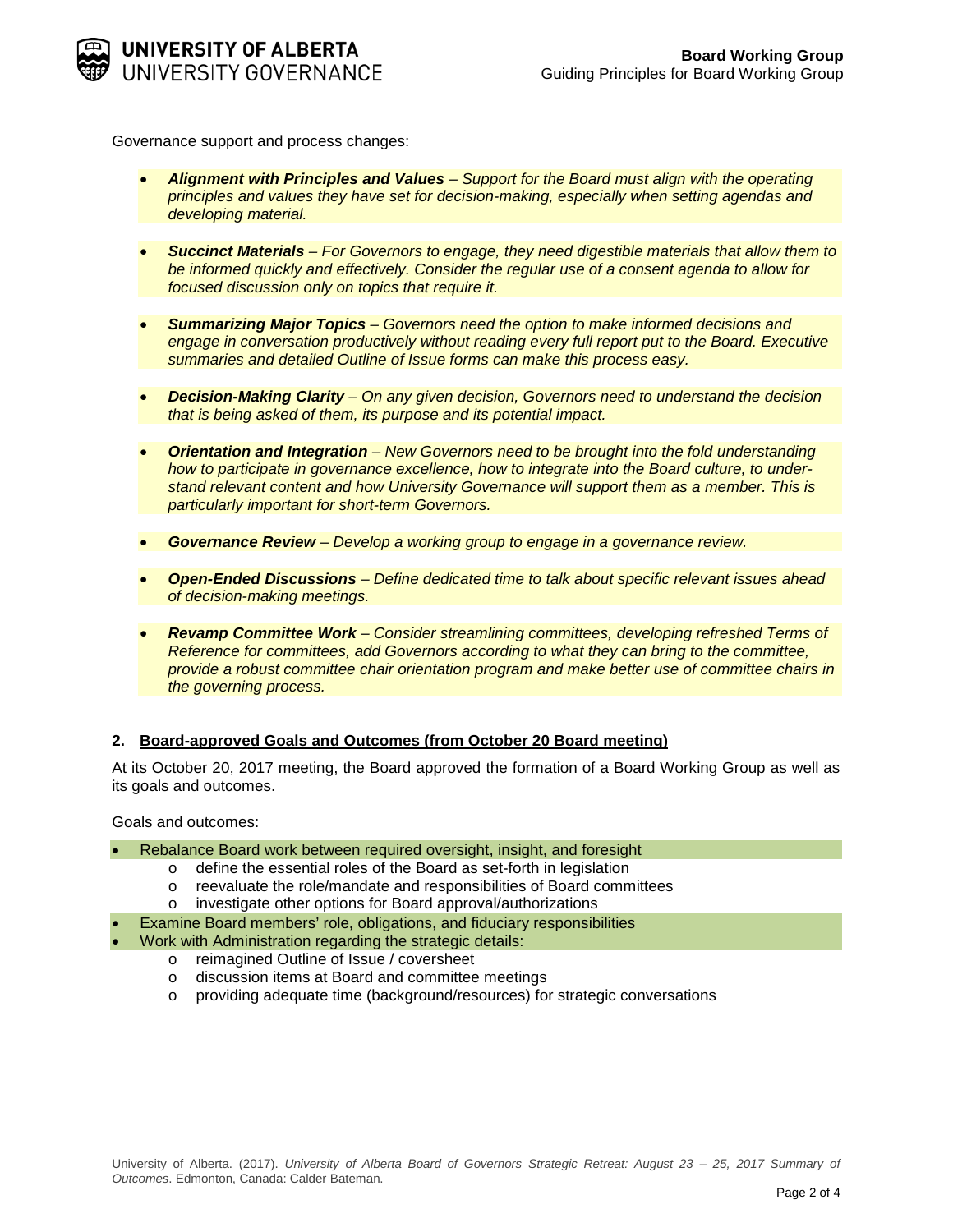Governance support and process changes:

- ***Alignment with Principles and Values*** *– Support for the Board must align with the operating principles and values they have set for decision-making, especially when setting agendas and developing material.*

- ***Succinct Materials*** *– For Governors to engage, they need digestible materials that allow them to be informed quickly and effectively. Consider the regular use of a consent agenda to allow for focused discussion only on topics that require it.*

- ***Summarizing Major Topics*** *– Governors need the option to make informed decisions and engage in conversation productively without reading every full report put to the Board. Executive summaries and detailed Outline of Issue forms can make this process easy.*

- ***Decision-Making Clarity*** *– On any given decision, Governors need to understand the decision that is being asked of them, its purpose and its potential impact.*

- ***Orientation and Integration*** *– New Governors need to be brought into the fold understanding how to participate in governance excellence, how to integrate into the Board culture, to understand relevant content and how University Governance will support them as a member. This is particularly important for short-term Governors.*

- ***Governance Review*** *– Develop a working group to engage in a governance review.*

- ***Open-Ended Discussions*** *– Define dedicated time to talk about specific relevant issues ahead of decision-making meetings.*

- ***Revamp Committee Work*** *– Consider streamlining committees, developing refreshed Terms of Reference for committees, add Governors according to what they can bring to the committee, provide a robust committee chair orientation program and make better use of committee chairs in the governing process.*

## 2. Board-approved Goals and Outcomes (from October 20 Board meeting)

At its October 20, 2017 meeting, the Board approved the formation of a Board Working Group as well as its goals and outcomes.

Goals and outcomes:

- Rebalance Board work between required oversight, insight, and foresight
  - define the essential roles of the Board as set-forth in legislation
  - reevaluate the role/mandate and responsibilities of Board committees
  - investigate other options for Board approval/authorizations
- Examine Board members' role, obligations, and fiduciary responsibilities
- Work with Administration regarding the strategic details:
  - reimagined Outline of Issue / coversheet
  - discussion items at Board and committee meetings
  - providing adequate time (background/resources) for strategic conversations

University of Alberta. (2017). *University of Alberta Board of Governors Strategic Retreat: August 23 – 25, 2017 Summary of Outcomes*. Edmonton, Canada: Calder Bateman.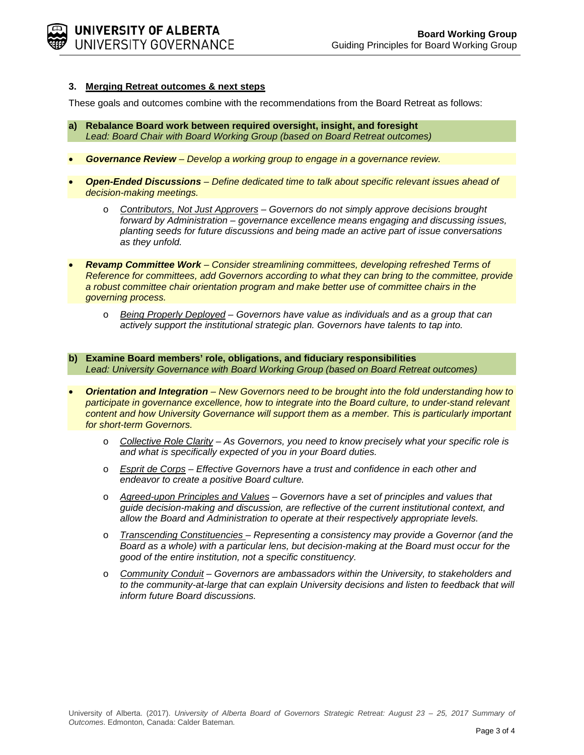### 3. Merging Retreat outcomes & next steps

These goals and outcomes combine with the recommendations from the Board Retreat as follows:

**a) Rebalance Board work between required oversight, insight, and foresight**
*Lead: Board Chair with Board Working Group (based on Board Retreat outcomes)*

- ***Governance Review*** *– Develop a working group to engage in a governance review.*
- ***Open-Ended Discussions*** *– Define dedicated time to talk about specific relevant issues ahead of decision-making meetings.*
  - *Contributors, Not Just Approvers – Governors do not simply approve decisions brought forward by Administration – governance excellence means engaging and discussing issues, planting seeds for future discussions and being made an active part of issue conversations as they unfold.*
- ***Revamp Committee Work*** *– Consider streamlining committees, developing refreshed Terms of Reference for committees, add Governors according to what they can bring to the committee, provide a robust committee chair orientation program and make better use of committee chairs in the governing process.*
  - *Being Properly Deployed – Governors have value as individuals and as a group that can actively support the institutional strategic plan. Governors have talents to tap into.*

**b) Examine Board members' role, obligations, and fiduciary responsibilities**
*Lead: University Governance with Board Working Group (based on Board Retreat outcomes)*

- ***Orientation and Integration*** *– New Governors need to be brought into the fold understanding how to participate in governance excellence, how to integrate into the Board culture, to under-stand relevant content and how University Governance will support them as a member. This is particularly important for short-term Governors.*
  - *Collective Role Clarity – As Governors, you need to know precisely what your specific role is and what is specifically expected of you in your Board duties.*
  - *Esprit de Corps – Effective Governors have a trust and confidence in each other and endeavor to create a positive Board culture.*
  - *Agreed-upon Principles and Values – Governors have a set of principles and values that guide decision-making and discussion, are reflective of the current institutional context, and allow the Board and Administration to operate at their respectively appropriate levels.*
  - *Transcending Constituencies – Representing a consistency may provide a Governor (and the Board as a whole) with a particular lens, but decision-making at the Board must occur for the good of the entire institution, not a specific constituency.*
  - *Community Conduit – Governors are ambassadors within the University, to stakeholders and to the community-at-large that can explain University decisions and listen to feedback that will inform future Board discussions.*

University of Alberta. (2017). *University of Alberta Board of Governors Strategic Retreat: August 23 – 25, 2017 Summary of Outcomes*. Edmonton, Canada: Calder Bateman.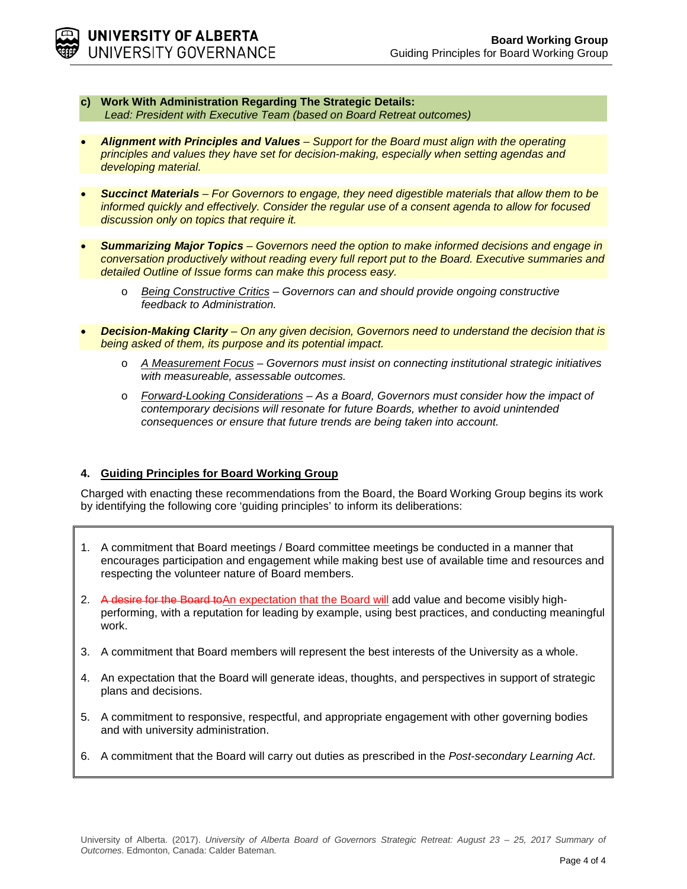**c) Work With Administration Regarding The Strategic Details:**
*Lead: President with Executive Team (based on Board Retreat outcomes)*

- ***Alignment with Principles and Values*** *– Support for the Board must align with the operating principles and values they have set for decision-making, especially when setting agendas and developing material.*

- ***Succinct Materials*** *– For Governors to engage, they need digestible materials that allow them to be informed quickly and effectively. Consider the regular use of a consent agenda to allow for focused discussion only on topics that require it.*

- ***Summarizing Major Topics*** *– Governors need the option to make informed decisions and engage in conversation productively without reading every full report put to the Board. Executive summaries and detailed Outline of Issue forms can make this process easy.*
  - *Being Constructive Critics – Governors can and should provide ongoing constructive feedback to Administration.*

- ***Decision-Making Clarity*** *– On any given decision, Governors need to understand the decision that is being asked of them, its purpose and its potential impact.*
  - *A Measurement Focus – Governors must insist on connecting institutional strategic initiatives with measureable, assessable outcomes.*
  - *Forward-Looking Considerations – As a Board, Governors must consider how the impact of contemporary decisions will resonate for future Boards, whether to avoid unintended consequences or ensure that future trends are being taken into account.*

## 4. Guiding Principles for Board Working Group

Charged with enacting these recommendations from the Board, the Board Working Group begins its work by identifying the following core 'guiding principles' to inform its deliberations:

1. A commitment that Board meetings / Board committee meetings be conducted in a manner that encourages participation and engagement while making best use of available time and resources and respecting the volunteer nature of Board members.
2. ~~A desire for the Board to~~An expectation that the Board will add value and become visibly high-performing, with a reputation for leading by example, using best practices, and conducting meaningful work.
3. A commitment that Board members will represent the best interests of the University as a whole.
4. An expectation that the Board will generate ideas, thoughts, and perspectives in support of strategic plans and decisions.
5. A commitment to responsive, respectful, and appropriate engagement with other governing bodies and with university administration.
6. A commitment that the Board will carry out duties as prescribed in the *Post-secondary Learning Act*.

University of Alberta. (2017). *University of Alberta Board of Governors Strategic Retreat: August 23 – 25, 2017 Summary of Outcomes*. Edmonton, Canada: Calder Bateman.